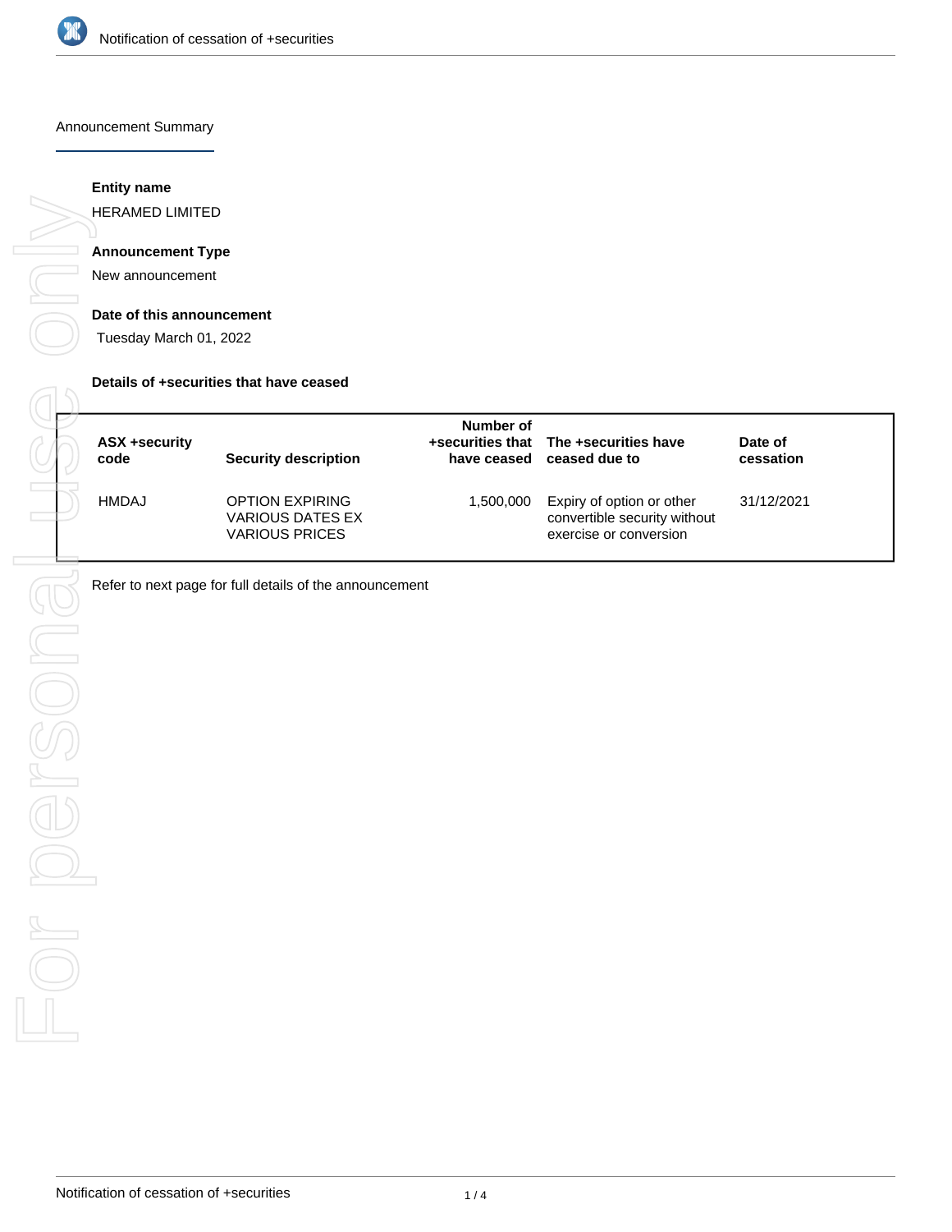# Notification of cessation of +securities

## Announcement Summary

**Entity name**

HERAMED LIMITED

**Announcement Type**

New announcement

**Date of this announcement**

Tuesday March 01, 2022

**Details of +securities that have ceased**

| ASX +security code | Security description | Number of +securities that have ceased | The +securities have ceased due to | Date of cessation |
|---|---|---|---|---|
| HMDAJ | OPTION EXPIRING VARIOUS DATES EX VARIOUS PRICES | 1,500,000 | Expiry of option or other convertible security without exercise or conversion | 31/12/2021 |

Refer to next page for full details of the announcement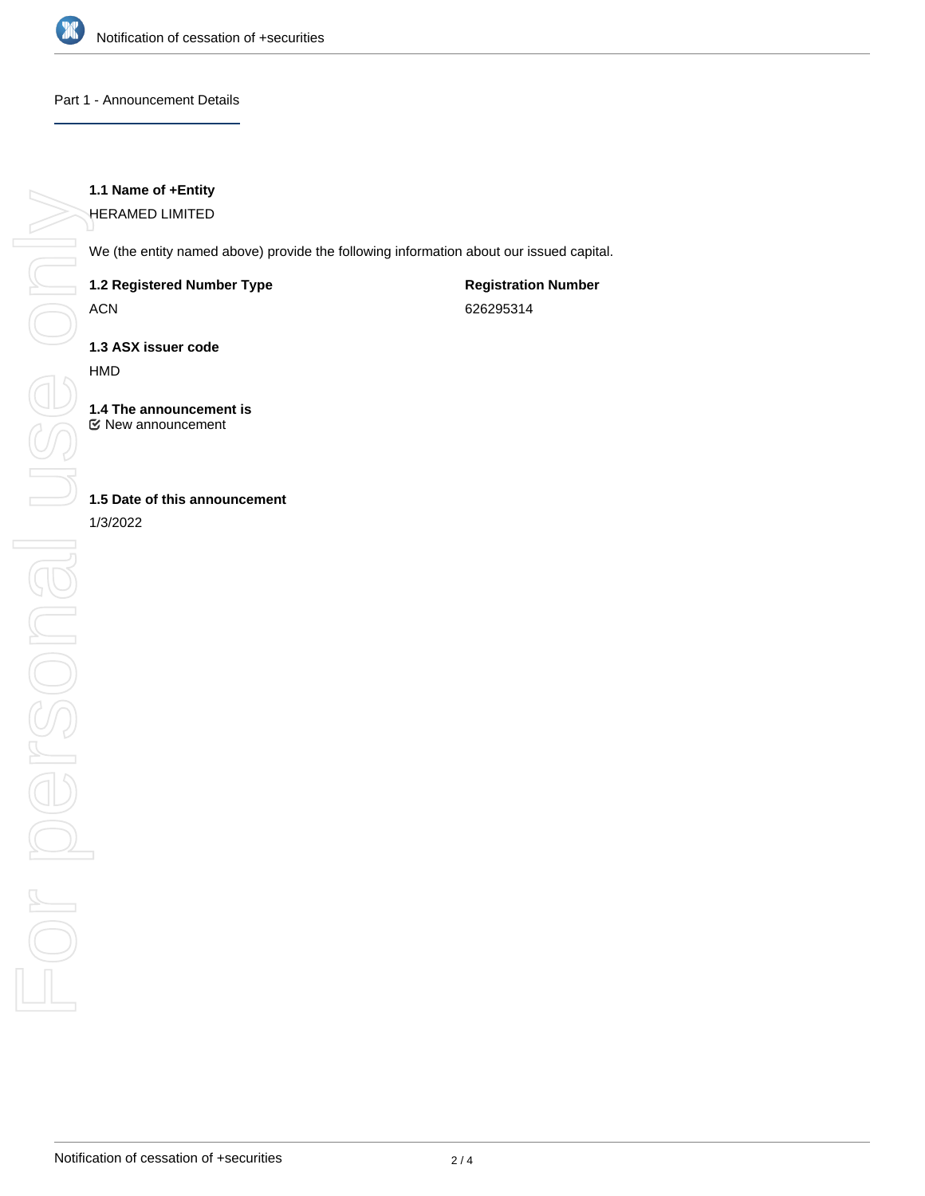## Part 1 - Announcement Details

**1.1 Name of +Entity**

HERAMED LIMITED

We (the entity named above) provide the following information about our issued capital.

| **1.2 Registered Number Type** | **Registration Number** |
|---|---|
| ACN | 626295314 |

**1.3 ASX issuer code**

HMD

**1.4 The announcement is**

☑ New announcement

**1.5 Date of this announcement**

1/3/2022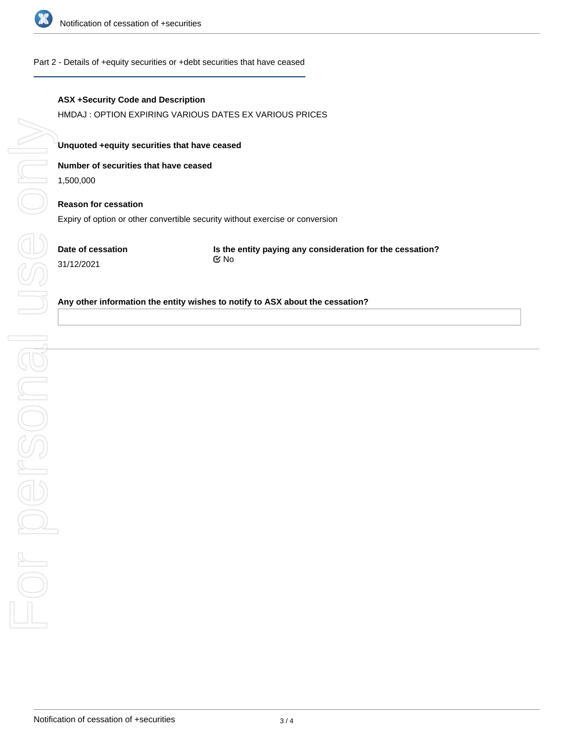Part 2 - Details of +equity securities or +debt securities that have ceased

**ASX +Security Code and Description**

HMDAJ : OPTION EXPIRING VARIOUS DATES EX VARIOUS PRICES

**Unquoted +equity securities that have ceased**

**Number of securities that have ceased**

1,500,000

**Reason for cessation**

Expiry of option or other convertible security without exercise or conversion

**Date of cessation**

31/12/2021

**Is the entity paying any consideration for the cessation?**

No

**Any other information the entity wishes to notify to ASX about the cessation?**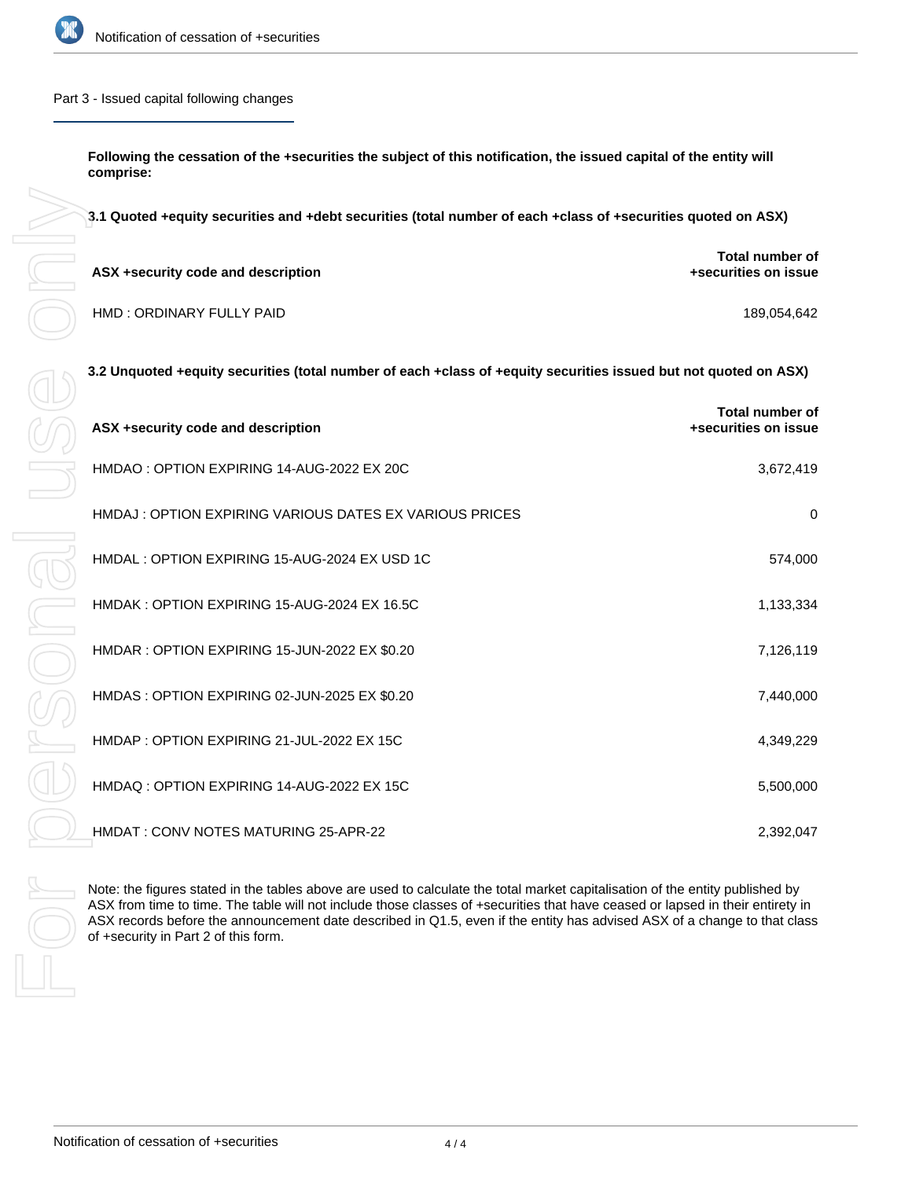## Part 3 - Issued capital following changes

**Following the cessation of the +securities the subject of this notification, the issued capital of the entity will comprise:**

**3.1 Quoted +equity securities and +debt securities (total number of each +class of +securities quoted on ASX)**

| ASX +security code and description | Total number of +securities on issue |
|---|---|
| HMD : ORDINARY FULLY PAID | 189,054,642 |

**3.2 Unquoted +equity securities (total number of each +class of +equity securities issued but not quoted on ASX)**

| ASX +security code and description | Total number of +securities on issue |
|---|---|
| HMDAO : OPTION EXPIRING 14-AUG-2022 EX 20C | 3,672,419 |
| HMDAJ : OPTION EXPIRING VARIOUS DATES EX VARIOUS PRICES | 0 |
| HMDAL : OPTION EXPIRING 15-AUG-2024 EX USD 1C | 574,000 |
| HMDAK : OPTION EXPIRING 15-AUG-2024 EX 16.5C | 1,133,334 |
| HMDAR : OPTION EXPIRING 15-JUN-2022 EX $0.20 | 7,126,119 |
| HMDAS : OPTION EXPIRING 02-JUN-2025 EX $0.20 | 7,440,000 |
| HMDAP : OPTION EXPIRING 21-JUL-2022 EX 15C | 4,349,229 |
| HMDAQ : OPTION EXPIRING 14-AUG-2022 EX 15C | 5,500,000 |
| HMDAT : CONV NOTES MATURING 25-APR-22 | 2,392,047 |

Note: the figures stated in the tables above are used to calculate the total market capitalisation of the entity published by ASX from time to time. The table will not include those classes of +securities that have ceased or lapsed in their entirety in ASX records before the announcement date described in Q1.5, even if the entity has advised ASX of a change to that class of +security in Part 2 of this form.